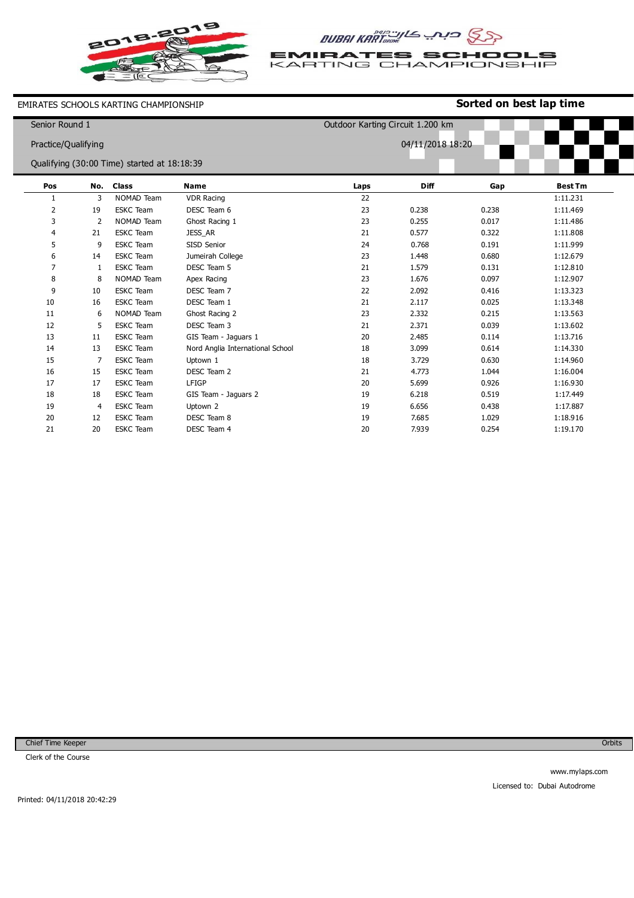# EMIRATES SCHOOLS KARTING CHAMPIONSHIP

2018-2019

DUBAI KARTDROME دبي كارت درום

EMIRATES SCHOOLS KARTING CHAMPIONSHIP

EMIRATES SCHOOLS KARTING CHAMPIONSHIP **Sorted on best lap time**

Senior Round 1 — Outdoor Karting Circuit 1.200 km

Practice/Qualifying — 04/11/2018 18:20

Qualifying (30:00 Time) started at 18:18:39

| Pos | No. | Class | Name | Laps | Diff | Gap | Best Tm |
|---|---|---|---|---|---|---|---|
| 1 | 3 | NOMAD Team | VDR Racing | 22 | | | 1:11.231 |
| 2 | 19 | ESKC Team | DESC Team 6 | 23 | 0.238 | 0.238 | 1:11.469 |
| 3 | 2 | NOMAD Team | Ghost Racing 1 | 23 | 0.255 | 0.017 | 1:11.486 |
| 4 | 21 | ESKC Team | JESS_AR | 21 | 0.577 | 0.322 | 1:11.808 |
| 5 | 9 | ESKC Team | SISD Senior | 24 | 0.768 | 0.191 | 1:11.999 |
| 6 | 14 | ESKC Team | Jumeirah College | 23 | 1.448 | 0.680 | 1:12.679 |
| 7 | 1 | ESKC Team | DESC Team 5 | 21 | 1.579 | 0.131 | 1:12.810 |
| 8 | 8 | NOMAD Team | Apex Racing | 23 | 1.676 | 0.097 | 1:12.907 |
| 9 | 10 | ESKC Team | DESC Team 7 | 22 | 2.092 | 0.416 | 1:13.323 |
| 10 | 16 | ESKC Team | DESC Team 1 | 21 | 2.117 | 0.025 | 1:13.348 |
| 11 | 6 | NOMAD Team | Ghost Racing 2 | 23 | 2.332 | 0.215 | 1:13.563 |
| 12 | 5 | ESKC Team | DESC Team 3 | 21 | 2.371 | 0.039 | 1:13.602 |
| 13 | 11 | ESKC Team | GIS Team - Jaguars 1 | 20 | 2.485 | 0.114 | 1:13.716 |
| 14 | 13 | ESKC Team | Nord Anglia International School | 18 | 3.099 | 0.614 | 1:14.330 |
| 15 | 7 | ESKC Team | Uptown 1 | 18 | 3.729 | 0.630 | 1:14.960 |
| 16 | 15 | ESKC Team | DESC Team 2 | 21 | 4.773 | 1.044 | 1:16.004 |
| 17 | 17 | ESKC Team | LFIGP | 20 | 5.699 | 0.926 | 1:16.930 |
| 18 | 18 | ESKC Team | GIS Team - Jaguars 2 | 19 | 6.218 | 0.519 | 1:17.449 |
| 19 | 4 | ESKC Team | Uptown 2 | 19 | 6.656 | 0.438 | 1:17.887 |
| 20 | 12 | ESKC Team | DESC Team 8 | 19 | 7.685 | 1.029 | 1:18.916 |
| 21 | 20 | ESKC Team | DESC Team 4 | 20 | 7.939 | 0.254 | 1:19.170 |

Chief Time Keeper — Orbits

Clerk of the Course

www.mylaps.com

Licensed to: Dubai Autodrome

Printed: 04/11/2018 20:42:29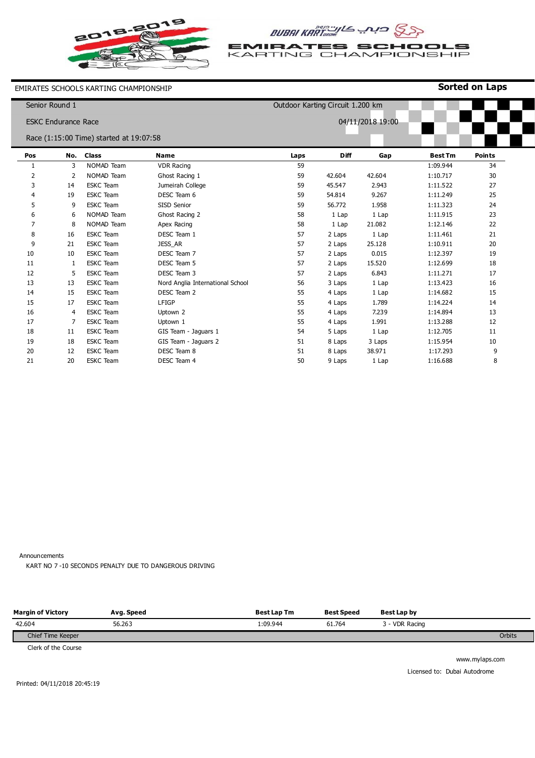2018-2019

EMIRATES SCHOOLS KARTING CHAMPIONSHIP

EMIRATES SCHOOLS KARTING CHAMPIONSHIP

**Sorted on Laps**

Senior Round 1

Outdoor Karting Circuit 1.200 km

ESKC Endurance Race

04/11/2018 19:00

Race (1:15:00 Time) started at 19:07:58

| Pos | No. | Class | Name | Laps | Diff | Gap | Best Tm | Points |
|---|---|---|---|---|---|---|---|---|
| 1 | 3 | NOMAD Team | VDR Racing | 59 | | | 1:09.944 | 34 |
| 2 | 2 | NOMAD Team | Ghost Racing 1 | 59 | 42.604 | 42.604 | 1:10.717 | 30 |
| 3 | 14 | ESKC Team | Jumeirah College | 59 | 45.547 | 2.943 | 1:11.522 | 27 |
| 4 | 19 | ESKC Team | DESC Team 6 | 59 | 54.814 | 9.267 | 1:11.249 | 25 |
| 5 | 9 | ESKC Team | SISD Senior | 59 | 56.772 | 1.958 | 1:11.323 | 24 |
| 6 | 6 | NOMAD Team | Ghost Racing 2 | 58 | 1 Lap | 1 Lap | 1:11.915 | 23 |
| 7 | 8 | NOMAD Team | Apex Racing | 58 | 1 Lap | 21.082 | 1:12.146 | 22 |
| 8 | 16 | ESKC Team | DESC Team 1 | 57 | 2 Laps | 1 Lap | 1:11.461 | 21 |
| 9 | 21 | ESKC Team | JESS_AR | 57 | 2 Laps | 25.128 | 1:10.911 | 20 |
| 10 | 10 | ESKC Team | DESC Team 7 | 57 | 2 Laps | 0.015 | 1:12.397 | 19 |
| 11 | 1 | ESKC Team | DESC Team 5 | 57 | 2 Laps | 15.520 | 1:12.699 | 18 |
| 12 | 5 | ESKC Team | DESC Team 3 | 57 | 2 Laps | 6.843 | 1:11.271 | 17 |
| 13 | 13 | ESKC Team | Nord Anglia International School | 56 | 3 Laps | 1 Lap | 1:13.423 | 16 |
| 14 | 15 | ESKC Team | DESC Team 2 | 55 | 4 Laps | 1 Lap | 1:14.682 | 15 |
| 15 | 17 | ESKC Team | LFIGP | 55 | 4 Laps | 1.789 | 1:14.224 | 14 |
| 16 | 4 | ESKC Team | Uptown 2 | 55 | 4 Laps | 7.239 | 1:14.894 | 13 |
| 17 | 7 | ESKC Team | Uptown 1 | 55 | 4 Laps | 1.991 | 1:13.288 | 12 |
| 18 | 11 | ESKC Team | GIS Team - Jaguars 1 | 54 | 5 Laps | 1 Lap | 1:12.705 | 11 |
| 19 | 18 | ESKC Team | GIS Team - Jaguars 2 | 51 | 8 Laps | 3 Laps | 1:15.954 | 10 |
| 20 | 12 | ESKC Team | DESC Team 8 | 51 | 8 Laps | 38.971 | 1:17.293 | 9 |
| 21 | 20 | ESKC Team | DESC Team 4 | 50 | 9 Laps | 1 Lap | 1:16.688 | 8 |

Announcements

KART NO 7 -10 SECONDS PENALTY DUE TO DANGEROUS DRIVING

| Margin of Victory | Avg. Speed | Best Lap Tm | Best Speed | Best Lap by |
|---|---|---|---|---|
| 42.604 | 56.263 | 1:09.944 | 61.764 | 3 - VDR Racing |

Chief Time Keeper

Orbits

Clerk of the Course

www.mylaps.com

Licensed to: Dubai Autodrome

Printed: 04/11/2018 20:45:19